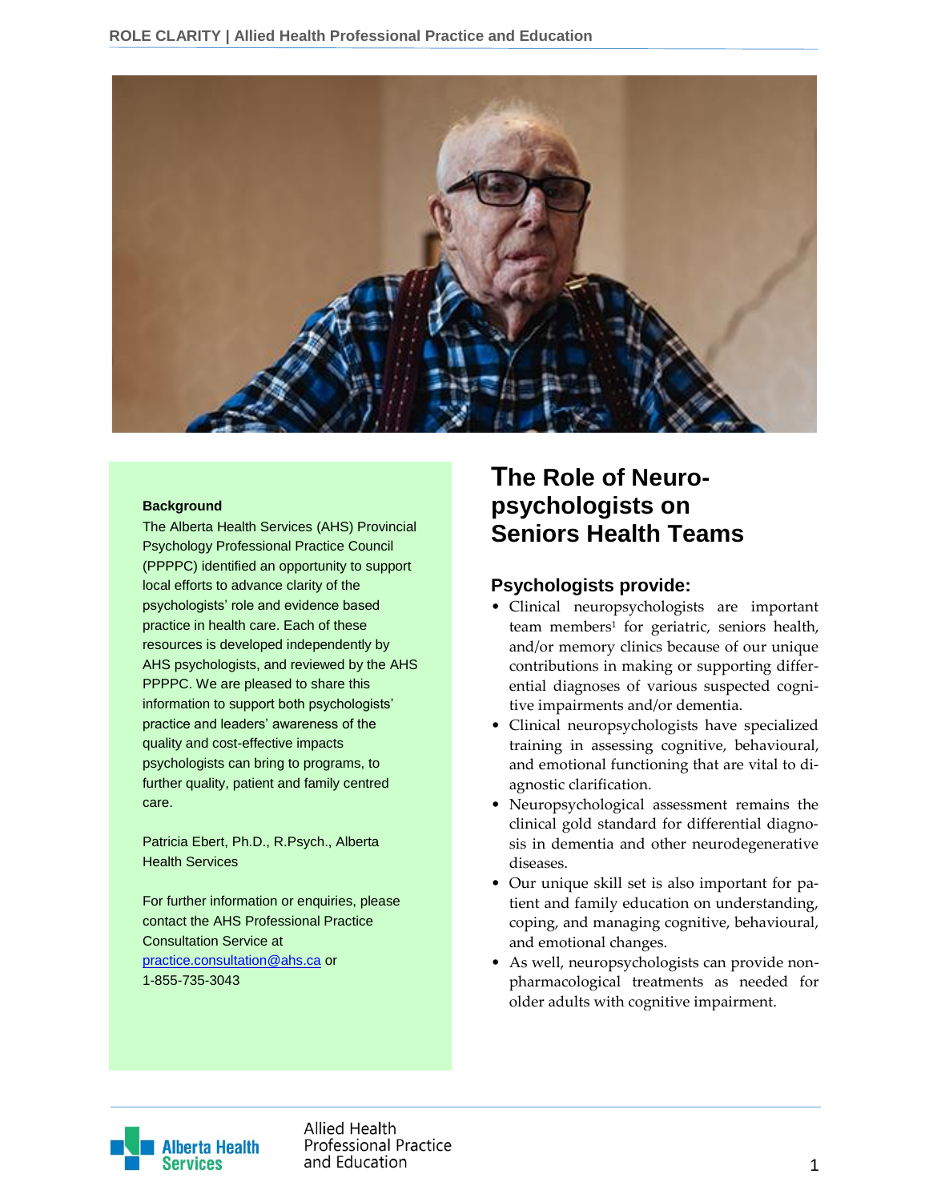# The Role of Neuropsychologists on Seniors Health Teams

**Background**

The Alberta Health Services (AHS) Provincial Psychology Professional Practice Council (PPPPC) identified an opportunity to support local efforts to advance clarity of the psychologists' role and evidence based practice in health care. Each of these resources is developed independently by AHS psychologists, and reviewed by the AHS PPPPC. We are pleased to share this information to support both psychologists' practice and leaders' awareness of the quality and cost-effective impacts psychologists can bring to programs, to further quality, patient and family centred care.

Patricia Ebert, Ph.D., R.Psych., Alberta Health Services

For further information or enquiries, please contact the AHS Professional Practice Consultation Service at practice.consultation@ahs.ca or 1-855-735-3043

## Psychologists provide:

- Clinical neuropsychologists are important team members[1] for geriatric, seniors health, and/or memory clinics because of our unique contributions in making or supporting differential diagnoses of various suspected cognitive impairments and/or dementia.
- Clinical neuropsychologists have specialized training in assessing cognitive, behavioural, and emotional functioning that are vital to diagnostic clarification.
- Neuropsychological assessment remains the clinical gold standard for differential diagnosis in dementia and other neurodegenerative diseases.
- Our unique skill set is also important for patient and family education on understanding, coping, and managing cognitive, behavioural, and emotional changes.
- As well, neuropsychologists can provide non-pharmacological treatments as needed for older adults with cognitive impairment.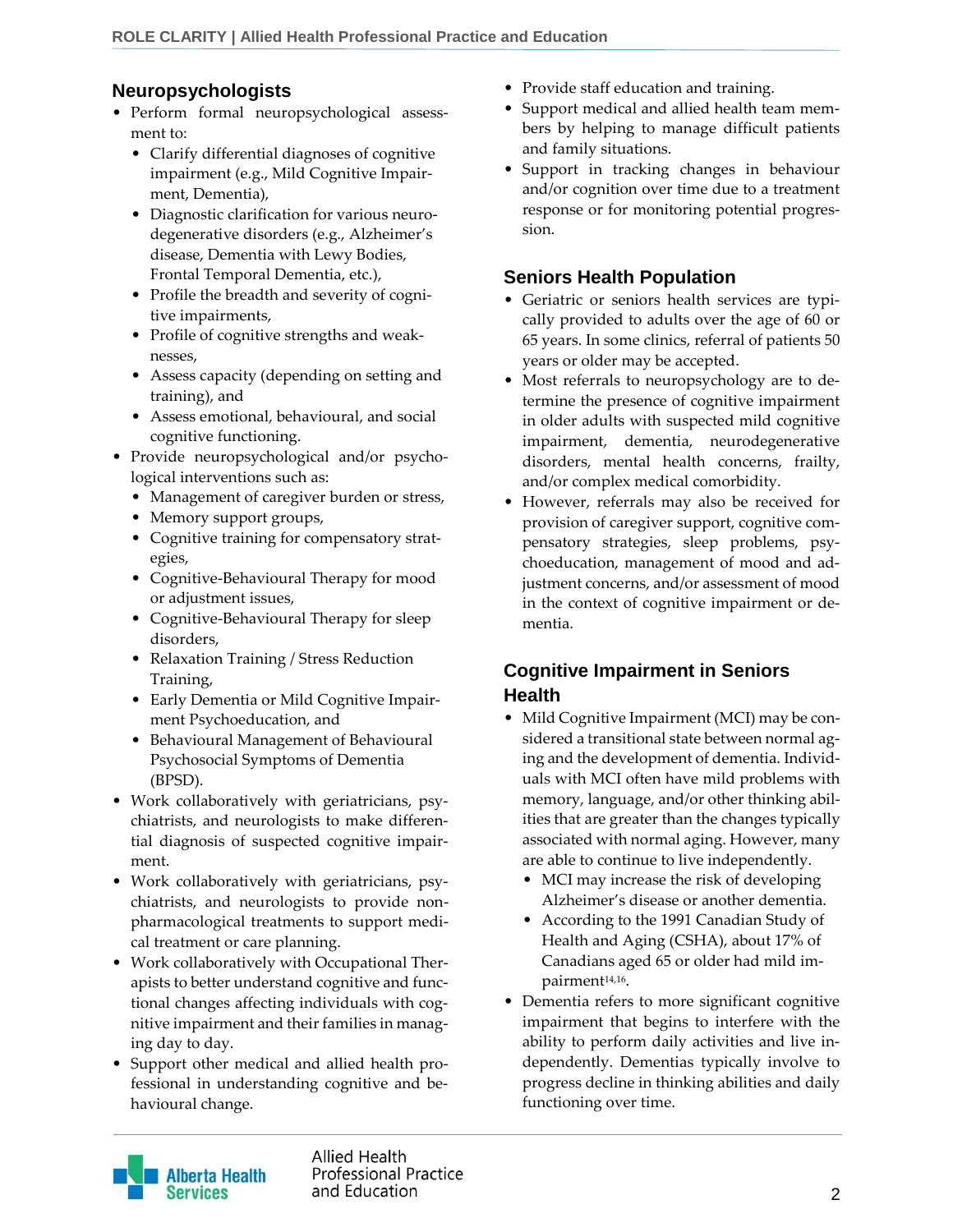## Neuropsychologists

- Perform formal neuropsychological assessment to:
  - Clarify differential diagnoses of cognitive impairment (e.g., Mild Cognitive Impairment, Dementia),
  - Diagnostic clarification for various neurodegenerative disorders (e.g., Alzheimer's disease, Dementia with Lewy Bodies, Frontal Temporal Dementia, etc.),
  - Profile the breadth and severity of cognitive impairments,
  - Profile of cognitive strengths and weaknesses,
  - Assess capacity (depending on setting and training), and
  - Assess emotional, behavioural, and social cognitive functioning.
- Provide neuropsychological and/or psychological interventions such as:
  - Management of caregiver burden or stress,
  - Memory support groups,
  - Cognitive training for compensatory strategies,
  - Cognitive-Behavioural Therapy for mood or adjustment issues,
  - Cognitive-Behavioural Therapy for sleep disorders,
  - Relaxation Training / Stress Reduction Training,
  - Early Dementia or Mild Cognitive Impairment Psychoeducation, and
  - Behavioural Management of Behavioural Psychosocial Symptoms of Dementia (BPSD).
- Work collaboratively with geriatricians, psychiatrists, and neurologists to make differential diagnosis of suspected cognitive impairment.
- Work collaboratively with geriatricians, psychiatrists, and neurologists to provide non-pharmacological treatments to support medical treatment or care planning.
- Work collaboratively with Occupational Therapists to better understand cognitive and functional changes affecting individuals with cognitive impairment and their families in managing day to day.
- Support other medical and allied health professional in understanding cognitive and behavioural change.
- Provide staff education and training.
- Support medical and allied health team members by helping to manage difficult patients and family situations.
- Support in tracking changes in behaviour and/or cognition over time due to a treatment response or for monitoring potential progression.

## Seniors Health Population

- Geriatric or seniors health services are typically provided to adults over the age of 60 or 65 years. In some clinics, referral of patients 50 years or older may be accepted.
- Most referrals to neuropsychology are to determine the presence of cognitive impairment in older adults with suspected mild cognitive impairment, dementia, neurodegenerative disorders, mental health concerns, frailty, and/or complex medical comorbidity.
- However, referrals may also be received for provision of caregiver support, cognitive compensatory strategies, sleep problems, psychoeducation, management of mood and adjustment concerns, and/or assessment of mood in the context of cognitive impairment or dementia.

## Cognitive Impairment in Seniors Health

- Mild Cognitive Impairment (MCI) may be considered a transitional state between normal aging and the development of dementia. Individuals with MCI often have mild problems with memory, language, and/or other thinking abilities that are greater than the changes typically associated with normal aging. However, many are able to continue to live independently.
  - MCI may increase the risk of developing Alzheimer's disease or another dementia.
  - According to the 1991 Canadian Study of Health and Aging (CSHA), about 17% of Canadians aged 65 or older had mild impairment[14,16].
- Dementia refers to more significant cognitive impairment that begins to interfere with the ability to perform daily activities and live independently. Dementias typically involve to progress decline in thinking abilities and daily functioning over time.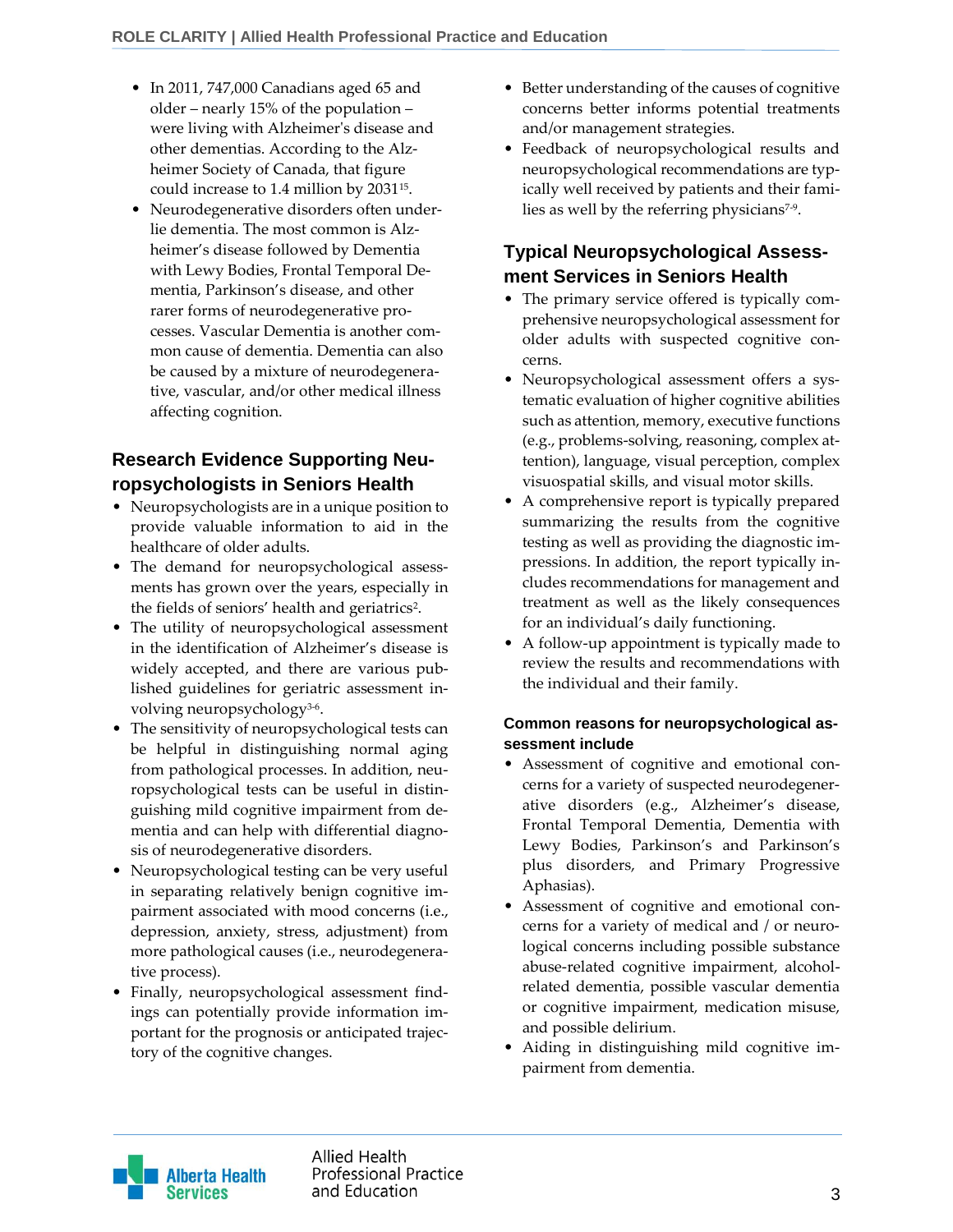- In 2011, 747,000 Canadians aged 65 and older – nearly 15% of the population – were living with Alzheimer's disease and other dementias. According to the Alzheimer Society of Canada, that figure could increase to 1.4 million by 2031[15].
- Neurodegenerative disorders often underlie dementia. The most common is Alzheimer's disease followed by Dementia with Lewy Bodies, Frontal Temporal Dementia, Parkinson's disease, and other rarer forms of neurodegenerative processes. Vascular Dementia is another common cause of dementia. Dementia can also be caused by a mixture of neurodegenerative, vascular, and/or other medical illness affecting cognition.

## Research Evidence Supporting Neuropsychologists in Seniors Health

- Neuropsychologists are in a unique position to provide valuable information to aid in the healthcare of older adults.
- The demand for neuropsychological assessments has grown over the years, especially in the fields of seniors' health and geriatrics[2].
- The utility of neuropsychological assessment in the identification of Alzheimer's disease is widely accepted, and there are various published guidelines for geriatric assessment involving neuropsychology[3-6].
- The sensitivity of neuropsychological tests can be helpful in distinguishing normal aging from pathological processes. In addition, neuropsychological tests can be useful in distinguishing mild cognitive impairment from dementia and can help with differential diagnosis of neurodegenerative disorders.
- Neuropsychological testing can be very useful in separating relatively benign cognitive impairment associated with mood concerns (i.e., depression, anxiety, stress, adjustment) from more pathological causes (i.e., neurodegenerative process).
- Finally, neuropsychological assessment findings can potentially provide information important for the prognosis or anticipated trajectory of the cognitive changes.
- Better understanding of the causes of cognitive concerns better informs potential treatments and/or management strategies.
- Feedback of neuropsychological results and neuropsychological recommendations are typically well received by patients and their families as well by the referring physicians[7-9].

## Typical Neuropsychological Assessment Services in Seniors Health

- The primary service offered is typically comprehensive neuropsychological assessment for older adults with suspected cognitive concerns.
- Neuropsychological assessment offers a systematic evaluation of higher cognitive abilities such as attention, memory, executive functions (e.g., problems-solving, reasoning, complex attention), language, visual perception, complex visuospatial skills, and visual motor skills.
- A comprehensive report is typically prepared summarizing the results from the cognitive testing as well as providing the diagnostic impressions. In addition, the report typically includes recommendations for management and treatment as well as the likely consequences for an individual's daily functioning.
- A follow-up appointment is typically made to review the results and recommendations with the individual and their family.

### Common reasons for neuropsychological assessment include

- Assessment of cognitive and emotional concerns for a variety of suspected neurodegenerative disorders (e.g., Alzheimer's disease, Frontal Temporal Dementia, Dementia with Lewy Bodies, Parkinson's and Parkinson's plus disorders, and Primary Progressive Aphasias).
- Assessment of cognitive and emotional concerns for a variety of medical and / or neurological concerns including possible substance abuse-related cognitive impairment, alcohol-related dementia, possible vascular dementia or cognitive impairment, medication misuse, and possible delirium.
- Aiding in distinguishing mild cognitive impairment from dementia.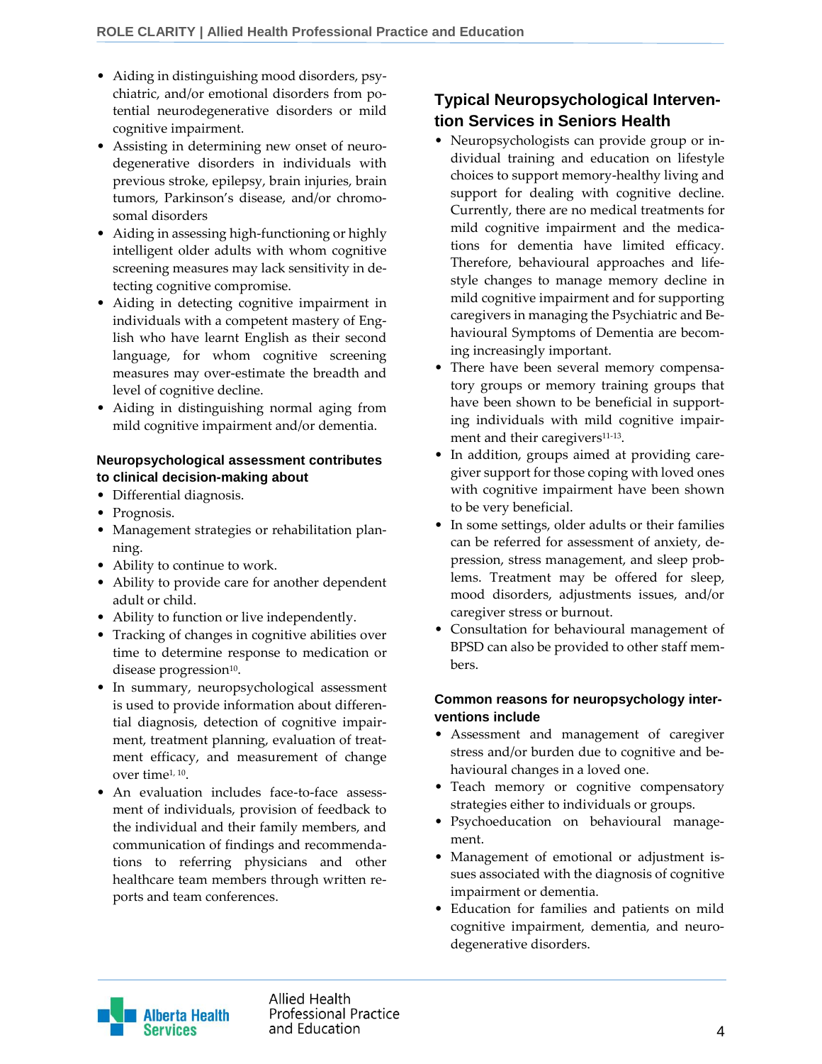- Aiding in distinguishing mood disorders, psychiatric, and/or emotional disorders from potential neurodegenerative disorders or mild cognitive impairment.
- Assisting in determining new onset of neurodegenerative disorders in individuals with previous stroke, epilepsy, brain injuries, brain tumors, Parkinson's disease, and/or chromosomal disorders
- Aiding in assessing high-functioning or highly intelligent older adults with whom cognitive screening measures may lack sensitivity in detecting cognitive compromise.
- Aiding in detecting cognitive impairment in individuals with a competent mastery of English who have learnt English as their second language, for whom cognitive screening measures may over-estimate the breadth and level of cognitive decline.
- Aiding in distinguishing normal aging from mild cognitive impairment and/or dementia.

**Neuropsychological assessment contributes to clinical decision-making about**

- Differential diagnosis.
- Prognosis.
- Management strategies or rehabilitation planning.
- Ability to continue to work.
- Ability to provide care for another dependent adult or child.
- Ability to function or live independently.
- Tracking of changes in cognitive abilities over time to determine response to medication or disease progression[10].
- In summary, neuropsychological assessment is used to provide information about differential diagnosis, detection of cognitive impairment, treatment planning, evaluation of treatment efficacy, and measurement of change over time[1, 10].
- An evaluation includes face-to-face assessment of individuals, provision of feedback to the individual and their family members, and communication of findings and recommendations to referring physicians and other healthcare team members through written reports and team conferences.

## Typical Neuropsychological Intervention Services in Seniors Health

- Neuropsychologists can provide group or individual training and education on lifestyle choices to support memory-healthy living and support for dealing with cognitive decline. Currently, there are no medical treatments for mild cognitive impairment and the medications for dementia have limited efficacy. Therefore, behavioural approaches and lifestyle changes to manage memory decline in mild cognitive impairment and for supporting caregivers in managing the Psychiatric and Behavioural Symptoms of Dementia are becoming increasingly important.
- There have been several memory compensatory groups or memory training groups that have been shown to be beneficial in supporting individuals with mild cognitive impairment and their caregivers[11-13].
- In addition, groups aimed at providing caregiver support for those coping with loved ones with cognitive impairment have been shown to be very beneficial.
- In some settings, older adults or their families can be referred for assessment of anxiety, depression, stress management, and sleep problems. Treatment may be offered for sleep, mood disorders, adjustments issues, and/or caregiver stress or burnout.
- Consultation for behavioural management of BPSD can also be provided to other staff members.

**Common reasons for neuropsychology interventions include**

- Assessment and management of caregiver stress and/or burden due to cognitive and behavioural changes in a loved one.
- Teach memory or cognitive compensatory strategies either to individuals or groups.
- Psychoeducation on behavioural management.
- Management of emotional or adjustment issues associated with the diagnosis of cognitive impairment or dementia.
- Education for families and patients on mild cognitive impairment, dementia, and neurodegenerative disorders.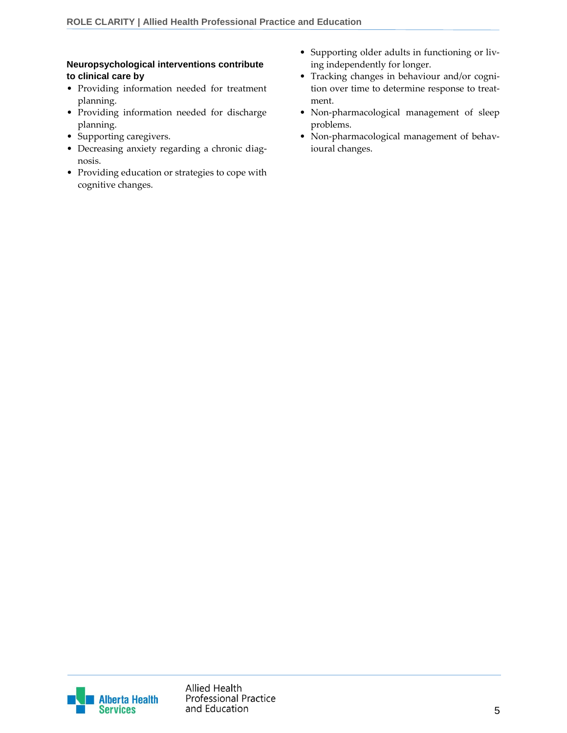**Neuropsychological interventions contribute to clinical care by**

- Providing information needed for treatment planning.
- Providing information needed for discharge planning.
- Supporting caregivers.
- Decreasing anxiety regarding a chronic diagnosis.
- Providing education or strategies to cope with cognitive changes.
- Supporting older adults in functioning or living independently for longer.
- Tracking changes in behaviour and/or cognition over time to determine response to treatment.
- Non-pharmacological management of sleep problems.
- Non-pharmacological management of behavioural changes.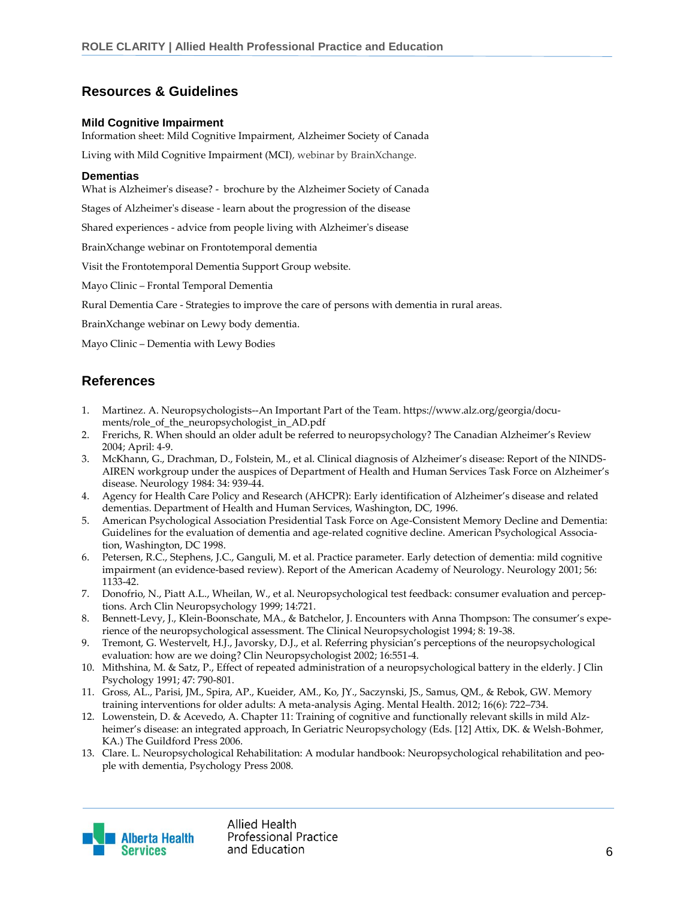## Resources & Guidelines

### Mild Cognitive Impairment

Information sheet: Mild Cognitive Impairment, Alzheimer Society of Canada

Living with Mild Cognitive Impairment (MCI), webinar by BrainXchange.

### Dementias

What is Alzheimer's disease? - brochure by the Alzheimer Society of Canada

Stages of Alzheimer's disease - learn about the progression of the disease

Shared experiences - advice from people living with Alzheimer's disease

BrainXchange webinar on Frontotemporal dementia

Visit the Frontotemporal Dementia Support Group website.

Mayo Clinic – Frontal Temporal Dementia

Rural Dementia Care - Strategies to improve the care of persons with dementia in rural areas.

BrainXchange webinar on Lewy body dementia.

Mayo Clinic – Dementia with Lewy Bodies

## References

1. Martinez. A. Neuropsychologists--An Important Part of the Team. https://www.alz.org/georgia/documents/role_of_the_neuropsychologist_in_AD.pdf
2. Frerichs, R. When should an older adult be referred to neuropsychology? The Canadian Alzheimer's Review 2004; April: 4-9.
3. McKhann, G., Drachman, D., Folstein, M., et al. Clinical diagnosis of Alzheimer's disease: Report of the NINDS-AIREN workgroup under the auspices of Department of Health and Human Services Task Force on Alzheimer's disease. Neurology 1984: 34: 939-44.
4. Agency for Health Care Policy and Research (AHCPR): Early identification of Alzheimer's disease and related dementias. Department of Health and Human Services, Washington, DC, 1996.
5. American Psychological Association Presidential Task Force on Age-Consistent Memory Decline and Dementia: Guidelines for the evaluation of dementia and age-related cognitive decline. American Psychological Association, Washington, DC 1998.
6. Petersen, R.C., Stephens, J.C., Ganguli, M. et al. Practice parameter. Early detection of dementia: mild cognitive impairment (an evidence-based review). Report of the American Academy of Neurology. Neurology 2001; 56: 1133-42.
7. Donofrio, N., Piatt A.L., Wheilan, W., et al. Neuropsychological test feedback: consumer evaluation and perceptions. Arch Clin Neuropsychology 1999; 14:721.
8. Bennett-Levy, J., Klein-Boonschate, MA., & Batchelor, J. Encounters with Anna Thompson: The consumer's experience of the neuropsychological assessment. The Clinical Neuropsychologist 1994; 8: 19-38.
9. Tremont, G. Westervelt, H.J., Javorsky, D.J., et al. Referring physician's perceptions of the neuropsychological evaluation: how are we doing? Clin Neuropsychologist 2002; 16:551-4.
10. Mithshina, M. & Satz, P., Effect of repeated administration of a neuropsychological battery in the elderly. J Clin Psychology 1991; 47: 790-801.
11. Gross, AL., Parisi, JM., Spira, AP., Kueider, AM., Ko, JY., Saczynski, JS., Samus, QM., & Rebok, GW. Memory training interventions for older adults: A meta-analysis Aging. Mental Health. 2012; 16(6): 722–734.
12. Lowenstein, D. & Acevedo, A. Chapter 11: Training of cognitive and functionally relevant skills in mild Alzheimer's disease: an integrated approach, In Geriatric Neuropsychology (Eds. [12] Attix, DK. & Welsh-Bohmer, KA.) The Guildford Press 2006.
13. Clare. L. Neuropsychological Rehabilitation: A modular handbook: Neuropsychological rehabilitation and people with dementia, Psychology Press 2008.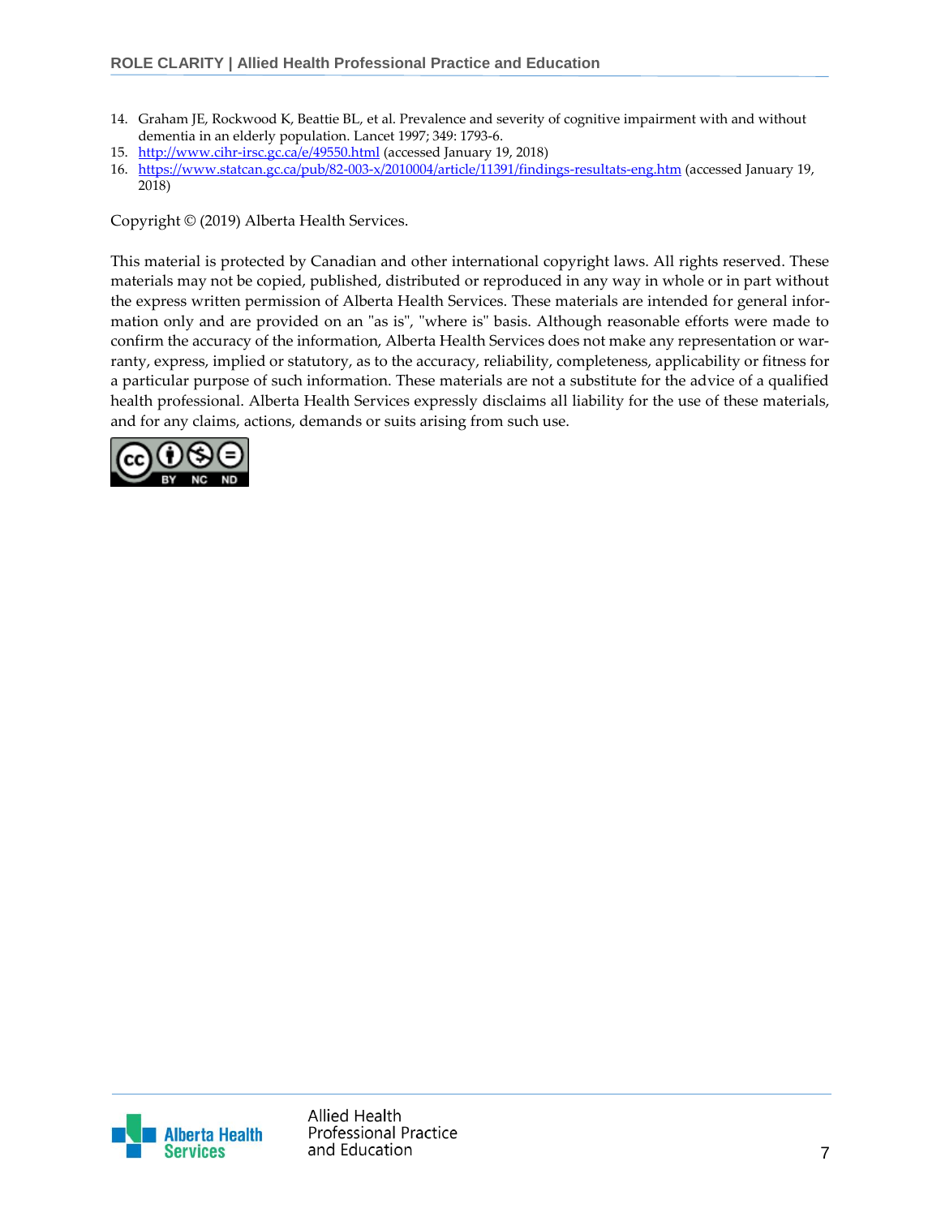14. Graham JE, Rockwood K, Beattie BL, et al. Prevalence and severity of cognitive impairment with and without dementia in an elderly population. Lancet 1997; 349: 1793-6.
15. http://www.cihr-irsc.gc.ca/e/49550.html (accessed January 19, 2018)
16. https://www.statcan.gc.ca/pub/82-003-x/2010004/article/11391/findings-resultats-eng.htm (accessed January 19, 2018)

Copyright © (2019) Alberta Health Services.

This material is protected by Canadian and other international copyright laws. All rights reserved. These materials may not be copied, published, distributed or reproduced in any way in whole or in part without the express written permission of Alberta Health Services. These materials are intended for general information only and are provided on an "as is", "where is" basis. Although reasonable efforts were made to confirm the accuracy of the information, Alberta Health Services does not make any representation or warranty, express, implied or statutory, as to the accuracy, reliability, completeness, applicability or fitness for a particular purpose of such information. These materials are not a substitute for the advice of a qualified health professional. Alberta Health Services expressly disclaims all liability for the use of these materials, and for any claims, actions, demands or suits arising from such use.